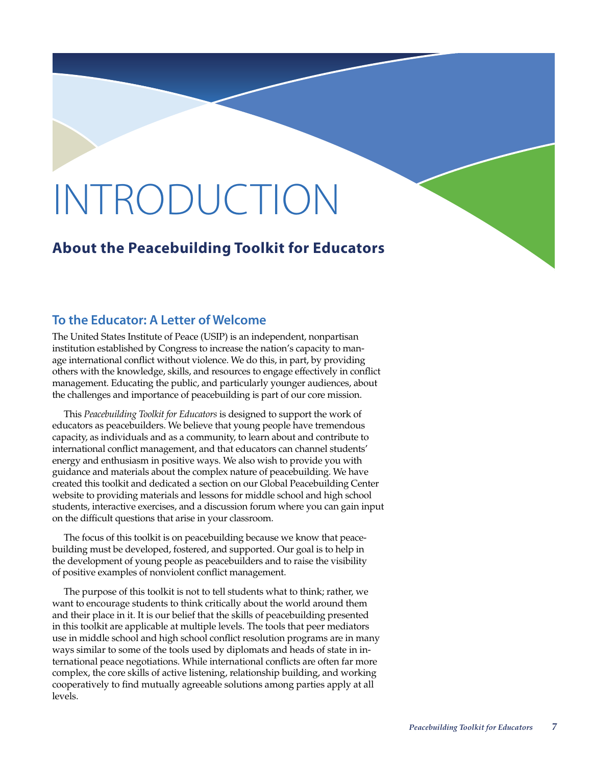# INTRODUCTION

## About the Peacebuilding Toolkit for Educators

### To the Educator: A Letter of Welcome

The United States Institute of Peace (USIP) is an independent, nonpartisan institution established by Congress to increase the nation's capacity to manage international conflict without violence. We do this, in part, by providing others with the knowledge, skills, and resources to engage effectively in conflict management. Educating the public, and particularly younger audiences, about the challenges and importance of peacebuilding is part of our core mission.

This *Peacebuilding Toolkit for Educators* is designed to support the work of educators as peacebuilders. We believe that young people have tremendous capacity, as individuals and as a community, to learn about and contribute to international conflict management, and that educators can channel students' energy and enthusiasm in positive ways. We also wish to provide you with guidance and materials about the complex nature of peacebuilding. We have created this toolkit and dedicated a section on our Global Peacebuilding Center website to providing materials and lessons for middle school and high school students, interactive exercises, and a discussion forum where you can gain input on the difficult questions that arise in your classroom.

The focus of this toolkit is on peacebuilding because we know that peacebuilding must be developed, fostered, and supported. Our goal is to help in the development of young people as peacebuilders and to raise the visibility of positive examples of nonviolent conflict management.

The purpose of this toolkit is not to tell students what to think; rather, we want to encourage students to think critically about the world around them and their place in it. It is our belief that the skills of peacebuilding presented in this toolkit are applicable at multiple levels. The tools that peer mediators use in middle school and high school conflict resolution programs are in many ways similar to some of the tools used by diplomats and heads of state in international peace negotiations. While international conflicts are often far more complex, the core skills of active listening, relationship building, and working cooperatively to find mutually agreeable solutions among parties apply at all levels.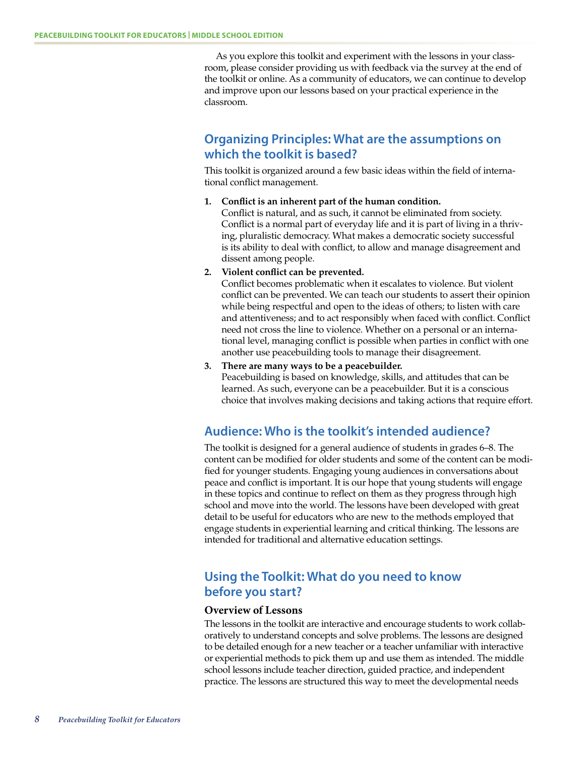As you explore this toolkit and experiment with the lessons in your classroom, please consider providing us with feedback via the survey at the end of the toolkit or online. As a community of educators, we can continue to develop and improve upon our lessons based on your practical experience in the classroom.

## Organizing Principles: What are the assumptions on which the toolkit is based?

This toolkit is organized around a few basic ideas within the field of international conflict management.

1. **Conflict is an inherent part of the human condition.**
   Conflict is natural, and as such, it cannot be eliminated from society. Conflict is a normal part of everyday life and it is part of living in a thriving, pluralistic democracy. What makes a democratic society successful is its ability to deal with conflict, to allow and manage disagreement and dissent among people.
2. **Violent conflict can be prevented.**
   Conflict becomes problematic when it escalates to violence. But violent conflict can be prevented. We can teach our students to assert their opinion while being respectful and open to the ideas of others; to listen with care and attentiveness; and to act responsibly when faced with conflict. Conflict need not cross the line to violence. Whether on a personal or an international level, managing conflict is possible when parties in conflict with one another use peacebuilding tools to manage their disagreement.
3. **There are many ways to be a peacebuilder.**
   Peacebuilding is based on knowledge, skills, and attitudes that can be learned. As such, everyone can be a peacebuilder. But it is a conscious choice that involves making decisions and taking actions that require effort.

## Audience: Who is the toolkit's intended audience?

The toolkit is designed for a general audience of students in grades 6–8. The content can be modified for older students and some of the content can be modified for younger students. Engaging young audiences in conversations about peace and conflict is important. It is our hope that young students will engage in these topics and continue to reflect on them as they progress through high school and move into the world. The lessons have been developed with great detail to be useful for educators who are new to the methods employed that engage students in experiential learning and critical thinking. The lessons are intended for traditional and alternative education settings.

## Using the Toolkit: What do you need to know before you start?

### Overview of Lessons

The lessons in the toolkit are interactive and encourage students to work collaboratively to understand concepts and solve problems. The lessons are designed to be detailed enough for a new teacher or a teacher unfamiliar with interactive or experiential methods to pick them up and use them as intended. The middle school lessons include teacher direction, guided practice, and independent practice. The lessons are structured this way to meet the developmental needs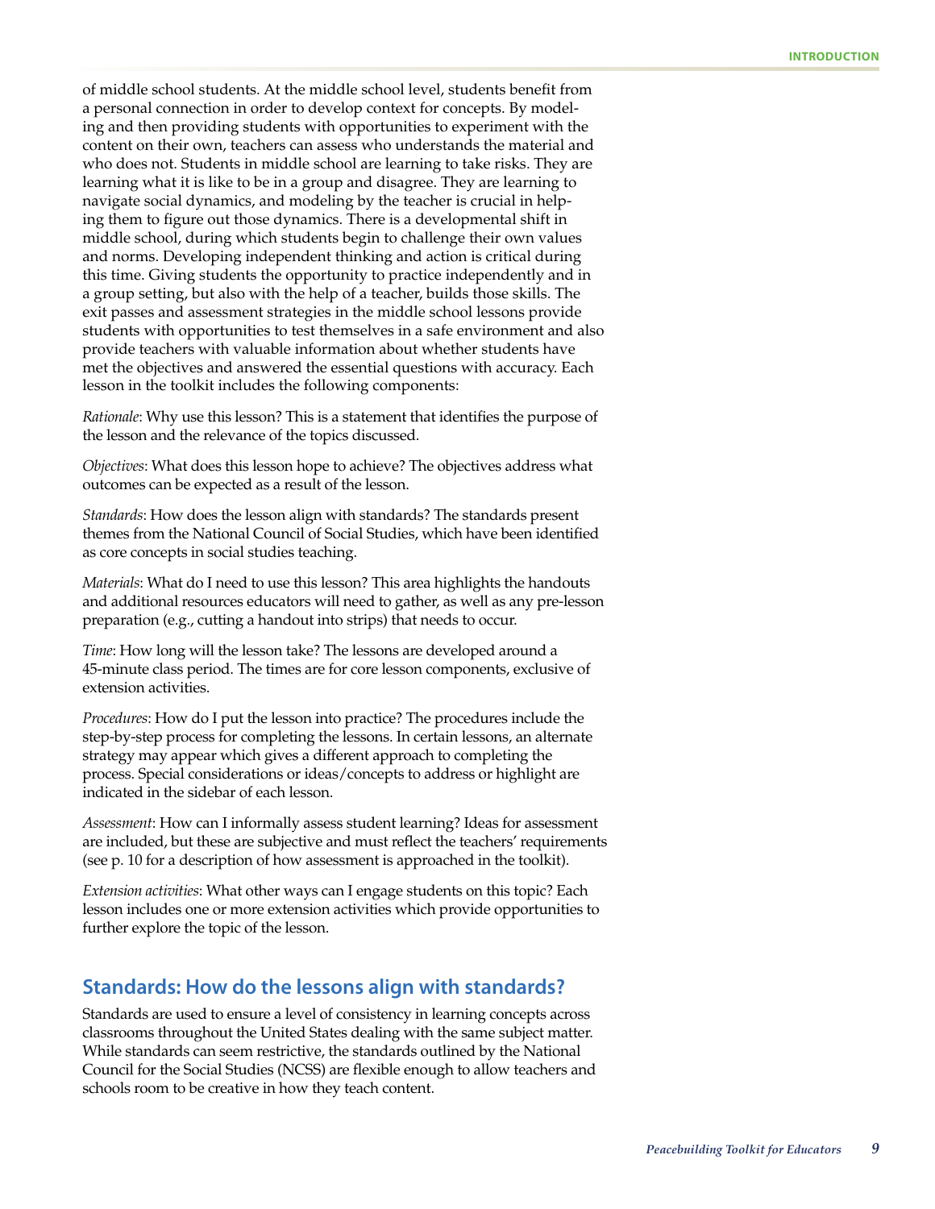of middle school students. At the middle school level, students benefit from a personal connection in order to develop context for concepts. By modeling and then providing students with opportunities to experiment with the content on their own, teachers can assess who understands the material and who does not. Students in middle school are learning to take risks. They are learning what it is like to be in a group and disagree. They are learning to navigate social dynamics, and modeling by the teacher is crucial in helping them to figure out those dynamics. There is a developmental shift in middle school, during which students begin to challenge their own values and norms. Developing independent thinking and action is critical during this time. Giving students the opportunity to practice independently and in a group setting, but also with the help of a teacher, builds those skills. The exit passes and assessment strategies in the middle school lessons provide students with opportunities to test themselves in a safe environment and also provide teachers with valuable information about whether students have met the objectives and answered the essential questions with accuracy. Each lesson in the toolkit includes the following components:

*Rationale*: Why use this lesson? This is a statement that identifies the purpose of the lesson and the relevance of the topics discussed.

*Objectives*: What does this lesson hope to achieve? The objectives address what outcomes can be expected as a result of the lesson.

*Standards*: How does the lesson align with standards? The standards present themes from the National Council of Social Studies, which have been identified as core concepts in social studies teaching.

*Materials*: What do I need to use this lesson? This area highlights the handouts and additional resources educators will need to gather, as well as any pre-lesson preparation (e.g., cutting a handout into strips) that needs to occur.

*Time*: How long will the lesson take? The lessons are developed around a 45-minute class period. The times are for core lesson components, exclusive of extension activities.

*Procedures*: How do I put the lesson into practice? The procedures include the step-by-step process for completing the lessons. In certain lessons, an alternate strategy may appear which gives a different approach to completing the process. Special considerations or ideas/concepts to address or highlight are indicated in the sidebar of each lesson.

*Assessment*: How can I informally assess student learning? Ideas for assessment are included, but these are subjective and must reflect the teachers' requirements (see p. 10 for a description of how assessment is approached in the toolkit).

*Extension activities*: What other ways can I engage students on this topic? Each lesson includes one or more extension activities which provide opportunities to further explore the topic of the lesson.

## Standards: How do the lessons align with standards?

Standards are used to ensure a level of consistency in learning concepts across classrooms throughout the United States dealing with the same subject matter. While standards can seem restrictive, the standards outlined by the National Council for the Social Studies (NCSS) are flexible enough to allow teachers and schools room to be creative in how they teach content.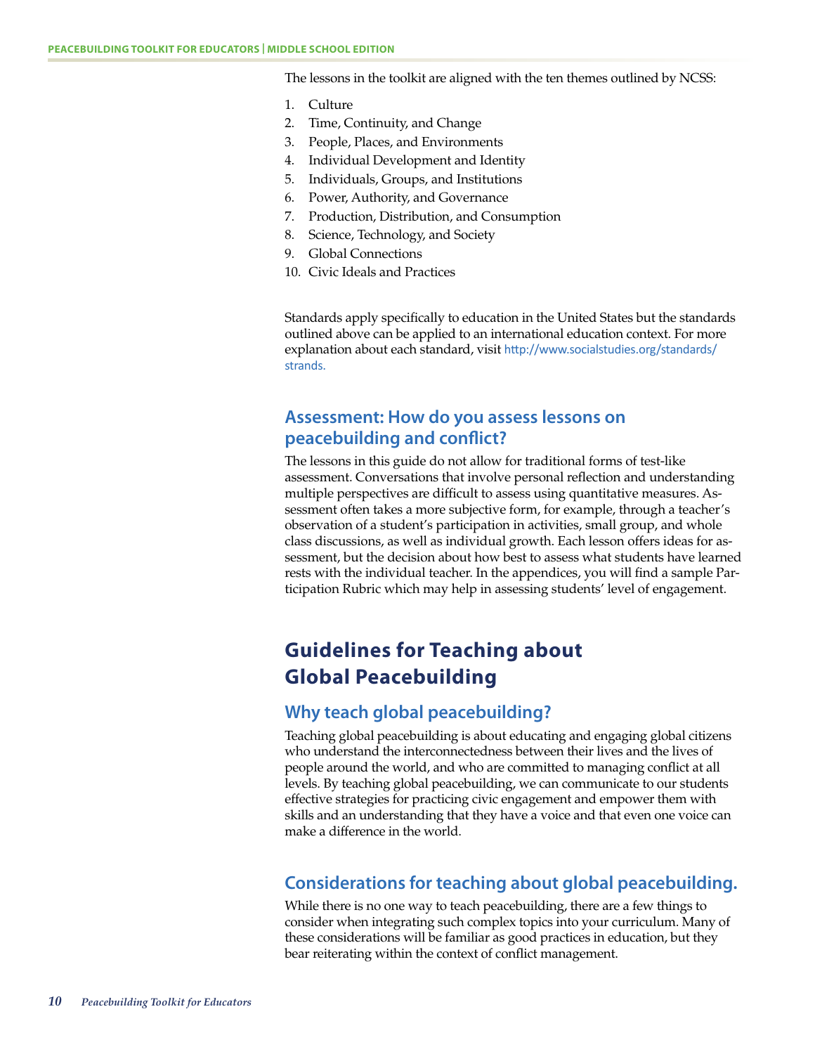The lessons in the toolkit are aligned with the ten themes outlined by NCSS:

1. Culture
2. Time, Continuity, and Change
3. People, Places, and Environments
4. Individual Development and Identity
5. Individuals, Groups, and Institutions
6. Power, Authority, and Governance
7. Production, Distribution, and Consumption
8. Science, Technology, and Society
9. Global Connections
10. Civic Ideals and Practices

Standards apply specifically to education in the United States but the standards outlined above can be applied to an international education context. For more explanation about each standard, visit http://www.socialstudies.org/standards/strands.

## Assessment: How do you assess lessons on peacebuilding and conflict?

The lessons in this guide do not allow for traditional forms of test-like assessment. Conversations that involve personal reflection and understanding multiple perspectives are difficult to assess using quantitative measures. Assessment often takes a more subjective form, for example, through a teacher's observation of a student's participation in activities, small group, and whole class discussions, as well as individual growth. Each lesson offers ideas for assessment, but the decision about how best to assess what students have learned rests with the individual teacher. In the appendices, you will find a sample Participation Rubric which may help in assessing students' level of engagement.

# Guidelines for Teaching about Global Peacebuilding

## Why teach global peacebuilding?

Teaching global peacebuilding is about educating and engaging global citizens who understand the interconnectedness between their lives and the lives of people around the world, and who are committed to managing conflict at all levels. By teaching global peacebuilding, we can communicate to our students effective strategies for practicing civic engagement and empower them with skills and an understanding that they have a voice and that even one voice can make a difference in the world.

## Considerations for teaching about global peacebuilding.

While there is no one way to teach peacebuilding, there are a few things to consider when integrating such complex topics into your curriculum. Many of these considerations will be familiar as good practices in education, but they bear reiterating within the context of conflict management.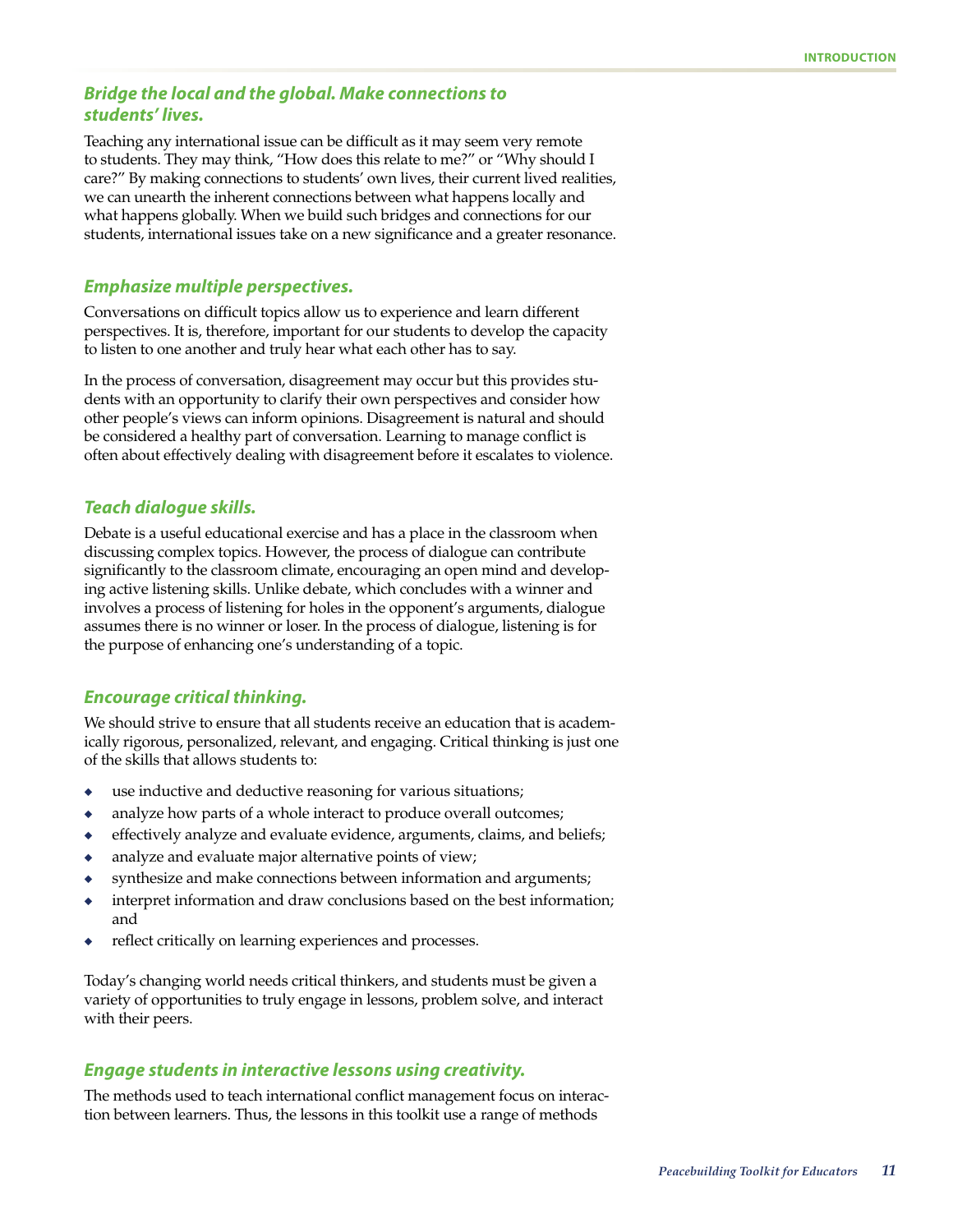### *Bridge the local and the global. Make connections to students' lives.*

Teaching any international issue can be difficult as it may seem very remote to students. They may think, "How does this relate to me?" or "Why should I care?" By making connections to students' own lives, their current lived realities, we can unearth the inherent connections between what happens locally and what happens globally. When we build such bridges and connections for our students, international issues take on a new significance and a greater resonance.

### *Emphasize multiple perspectives.*

Conversations on difficult topics allow us to experience and learn different perspectives. It is, therefore, important for our students to develop the capacity to listen to one another and truly hear what each other has to say.

In the process of conversation, disagreement may occur but this provides students with an opportunity to clarify their own perspectives and consider how other people's views can inform opinions. Disagreement is natural and should be considered a healthy part of conversation. Learning to manage conflict is often about effectively dealing with disagreement before it escalates to violence.

### *Teach dialogue skills.*

Debate is a useful educational exercise and has a place in the classroom when discussing complex topics. However, the process of dialogue can contribute significantly to the classroom climate, encouraging an open mind and developing active listening skills. Unlike debate, which concludes with a winner and involves a process of listening for holes in the opponent's arguments, dialogue assumes there is no winner or loser. In the process of dialogue, listening is for the purpose of enhancing one's understanding of a topic.

### *Encourage critical thinking.*

We should strive to ensure that all students receive an education that is academically rigorous, personalized, relevant, and engaging. Critical thinking is just one of the skills that allows students to:

- use inductive and deductive reasoning for various situations;
- analyze how parts of a whole interact to produce overall outcomes;
- effectively analyze and evaluate evidence, arguments, claims, and beliefs;
- analyze and evaluate major alternative points of view;
- synthesize and make connections between information and arguments;
- interpret information and draw conclusions based on the best information; and
- reflect critically on learning experiences and processes.

Today's changing world needs critical thinkers, and students must be given a variety of opportunities to truly engage in lessons, problem solve, and interact with their peers.

### *Engage students in interactive lessons using creativity.*

The methods used to teach international conflict management focus on interaction between learners. Thus, the lessons in this toolkit use a range of methods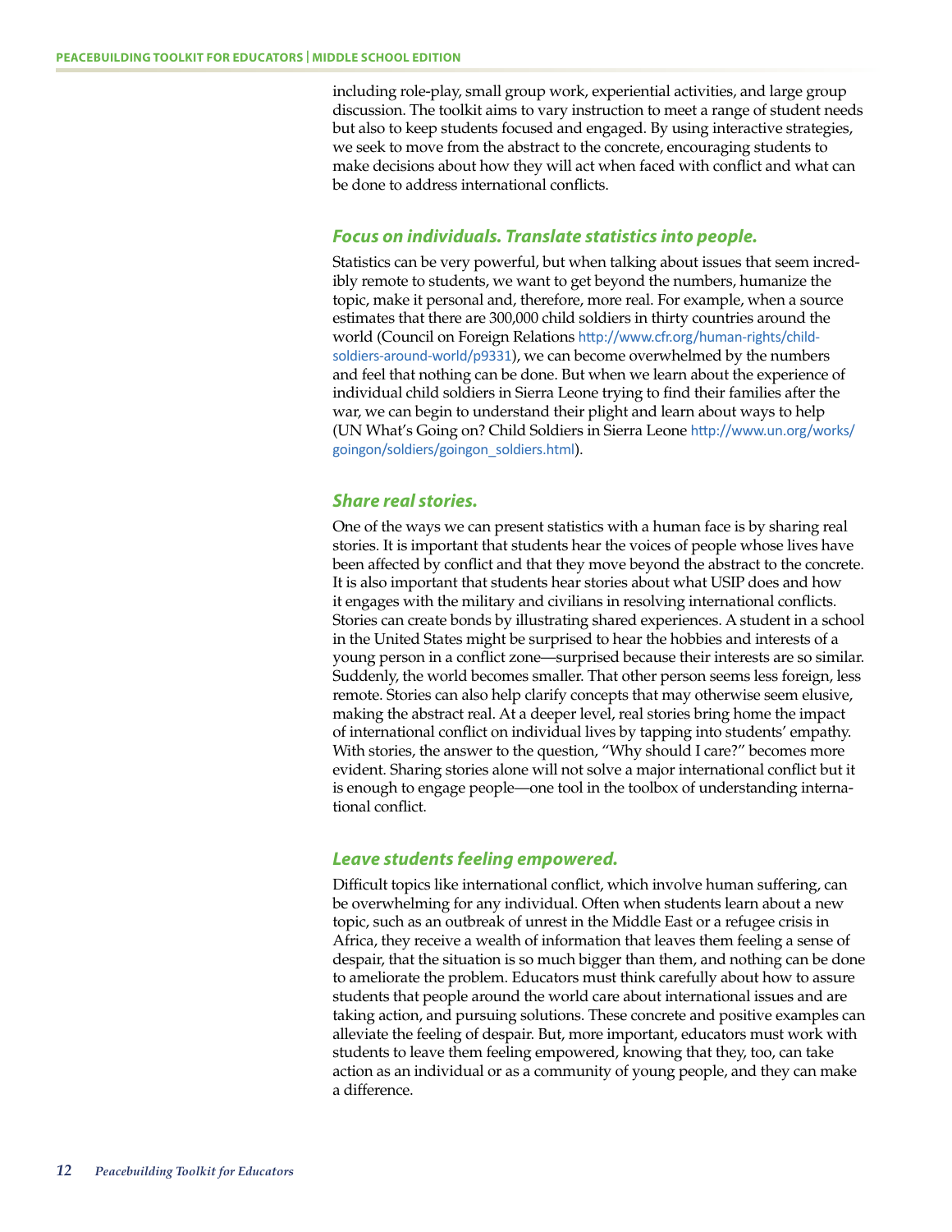including role-play, small group work, experiential activities, and large group discussion. The toolkit aims to vary instruction to meet a range of student needs but also to keep students focused and engaged. By using interactive strategies, we seek to move from the abstract to the concrete, encouraging students to make decisions about how they will act when faced with conflict and what can be done to address international conflicts.

### *Focus on individuals. Translate statistics into people.*

Statistics can be very powerful, but when talking about issues that seem incredibly remote to students, we want to get beyond the numbers, humanize the topic, make it personal and, therefore, more real. For example, when a source estimates that there are 300,000 child soldiers in thirty countries around the world (Council on Foreign Relations http://www.cfr.org/human-rights/child-soldiers-around-world/p9331), we can become overwhelmed by the numbers and feel that nothing can be done. But when we learn about the experience of individual child soldiers in Sierra Leone trying to find their families after the war, we can begin to understand their plight and learn about ways to help (UN What's Going on? Child Soldiers in Sierra Leone http://www.un.org/works/goingon/soldiers/goingon_soldiers.html).

### *Share real stories.*

One of the ways we can present statistics with a human face is by sharing real stories. It is important that students hear the voices of people whose lives have been affected by conflict and that they move beyond the abstract to the concrete. It is also important that students hear stories about what USIP does and how it engages with the military and civilians in resolving international conflicts. Stories can create bonds by illustrating shared experiences. A student in a school in the United States might be surprised to hear the hobbies and interests of a young person in a conflict zone—surprised because their interests are so similar. Suddenly, the world becomes smaller. That other person seems less foreign, less remote. Stories can also help clarify concepts that may otherwise seem elusive, making the abstract real. At a deeper level, real stories bring home the impact of international conflict on individual lives by tapping into students' empathy. With stories, the answer to the question, "Why should I care?" becomes more evident. Sharing stories alone will not solve a major international conflict but it is enough to engage people—one tool in the toolbox of understanding international conflict.

### *Leave students feeling empowered.*

Difficult topics like international conflict, which involve human suffering, can be overwhelming for any individual. Often when students learn about a new topic, such as an outbreak of unrest in the Middle East or a refugee crisis in Africa, they receive a wealth of information that leaves them feeling a sense of despair, that the situation is so much bigger than them, and nothing can be done to ameliorate the problem. Educators must think carefully about how to assure students that people around the world care about international issues and are taking action, and pursuing solutions. These concrete and positive examples can alleviate the feeling of despair. But, more important, educators must work with students to leave them feeling empowered, knowing that they, too, can take action as an individual or as a community of young people, and they can make a difference.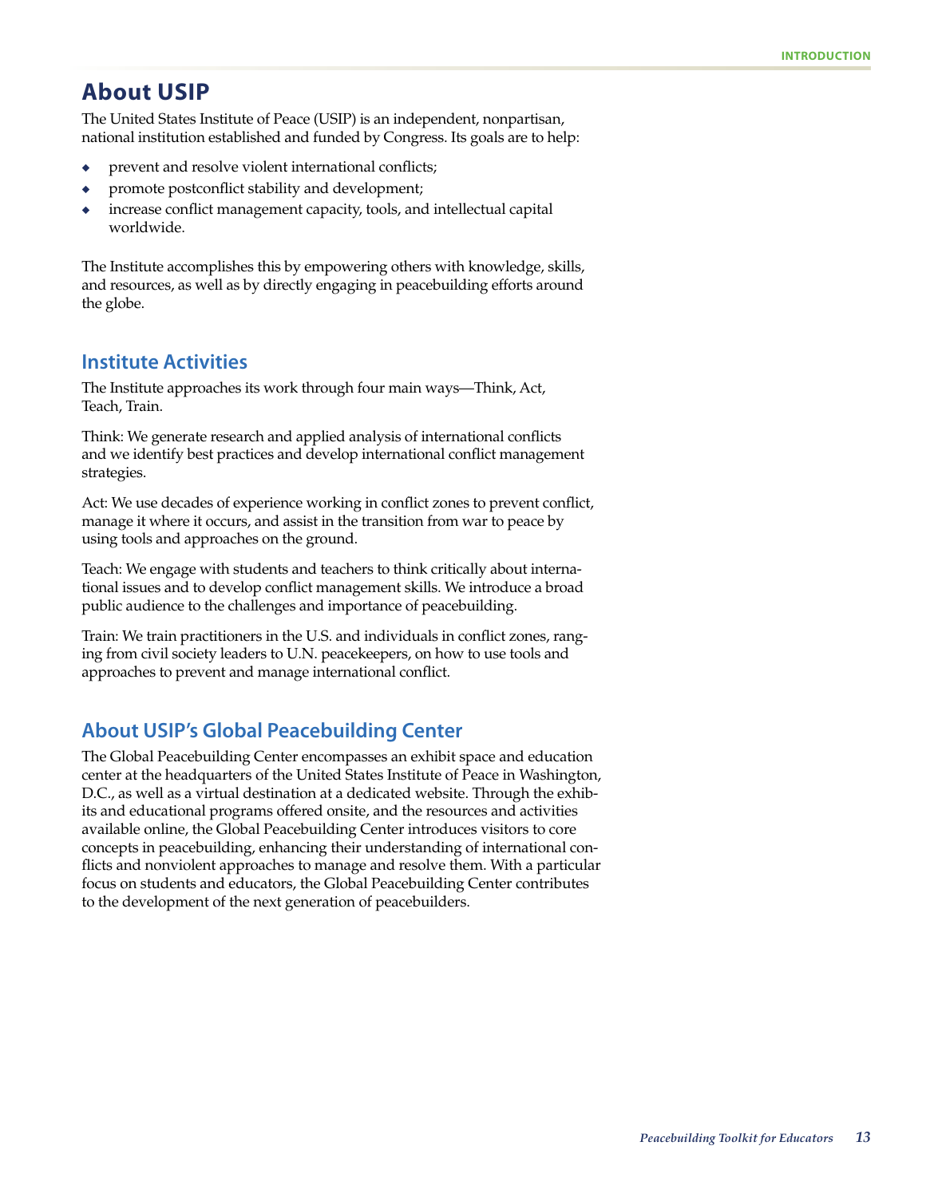## About USIP

The United States Institute of Peace (USIP) is an independent, nonpartisan, national institution established and funded by Congress. Its goals are to help:

- prevent and resolve violent international conflicts;
- promote postconflict stability and development;
- increase conflict management capacity, tools, and intellectual capital worldwide.

The Institute accomplishes this by empowering others with knowledge, skills, and resources, as well as by directly engaging in peacebuilding efforts around the globe.

### Institute Activities

The Institute approaches its work through four main ways—Think, Act, Teach, Train.

Think: We generate research and applied analysis of international conflicts and we identify best practices and develop international conflict management strategies.

Act: We use decades of experience working in conflict zones to prevent conflict, manage it where it occurs, and assist in the transition from war to peace by using tools and approaches on the ground.

Teach: We engage with students and teachers to think critically about international issues and to develop conflict management skills. We introduce a broad public audience to the challenges and importance of peacebuilding.

Train: We train practitioners in the U.S. and individuals in conflict zones, ranging from civil society leaders to U.N. peacekeepers, on how to use tools and approaches to prevent and manage international conflict.

### About USIP's Global Peacebuilding Center

The Global Peacebuilding Center encompasses an exhibit space and education center at the headquarters of the United States Institute of Peace in Washington, D.C., as well as a virtual destination at a dedicated website. Through the exhibits and educational programs offered onsite, and the resources and activities available online, the Global Peacebuilding Center introduces visitors to core concepts in peacebuilding, enhancing their understanding of international conflicts and nonviolent approaches to manage and resolve them. With a particular focus on students and educators, the Global Peacebuilding Center contributes to the development of the next generation of peacebuilders.